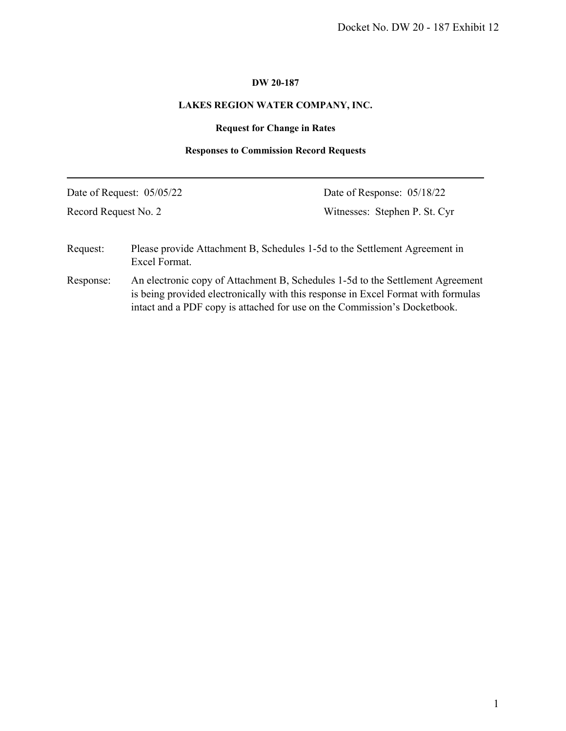Docket No. DW 20 - 187 Exhibit 12

**DW 20-187**

**LAKES REGION WATER COMPANY, INC.**

**Request for Change in Rates**

**Responses to Commission Record Requests**

---

Date of Request: 05/05/22 | Date of Response: 05/18/22

Record Request No. 2 | Witnesses: Stephen P. St. Cyr

Request: Please provide Attachment B, Schedules 1-5d to the Settlement Agreement in Excel Format.

Response: An electronic copy of Attachment B, Schedules 1-5d to the Settlement Agreement is being provided electronically with this response in Excel Format with formulas intact and a PDF copy is attached for use on the Commission's Docketbook.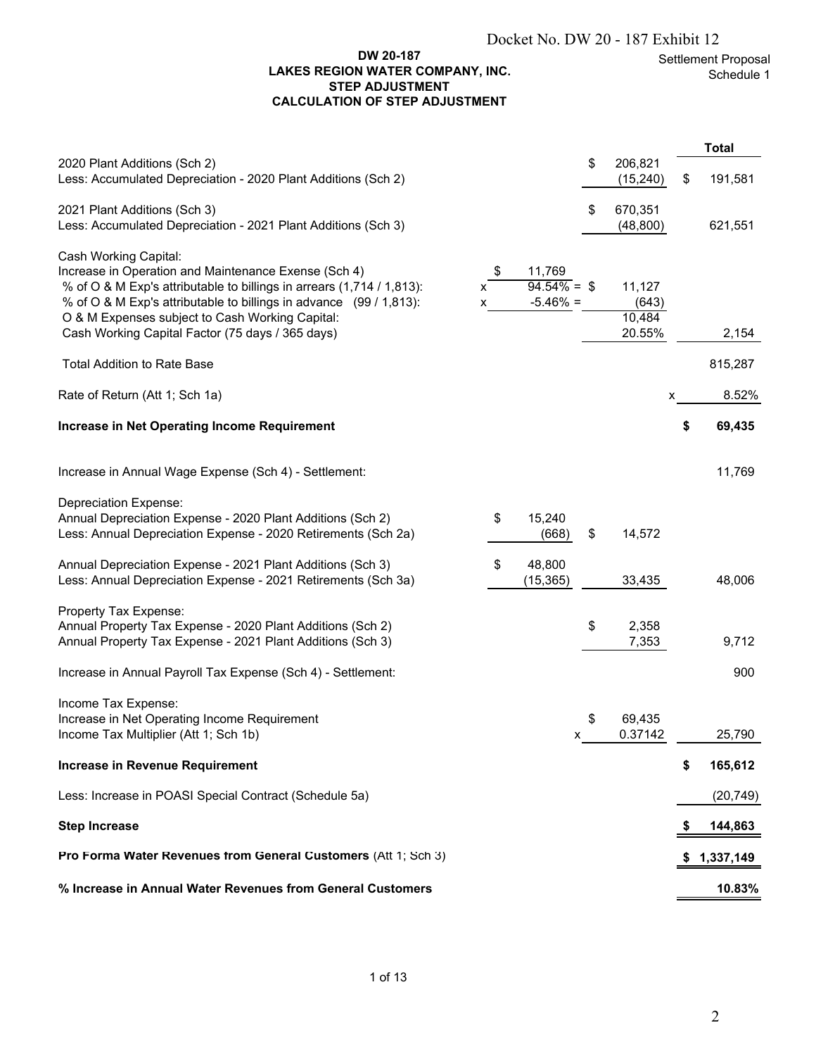Docket No. DW 20 - 187 Exhibit 12

Settlement Proposal
Schedule 1

**DW 20-187**
**LAKES REGION WATER COMPANY, INC.**
**STEP ADJUSTMENT**
**CALCULATION OF STEP ADJUSTMENT**

| | | | | | **Total** |
|---|---|---|---|---|---|
| 2020 Plant Additions (Sch 2) | | | $ | 206,821 | |
| Less: Accumulated Depreciation - 2020 Plant Additions (Sch 2) | | | | (15,240) | $ 191,581 |
| | | | | | |
| 2021 Plant Additions (Sch 3) | | | $ | 670,351 | |
| Less: Accumulated Depreciation - 2021 Plant Additions (Sch 3) | | | | (48,800) | 621,551 |
| | | | | | |
| Cash Working Capital: | | | | | |
| Increase in Operation and Maintenance Exense (Sch 4) | | $ 11,769 | | | |
| % of O & M Exp's attributable to billings in arrears (1,714 / 1,813): | x | 94.54% = | $ | 11,127 | |
| % of O & M Exp's attributable to billings in advance (99 / 1,813): | x | -5.46% = | | (643) | |
| O & M Expenses subject to Cash Working Capital: | | | | 10,484 | |
| Cash Working Capital Factor (75 days / 365 days) | | | | 20.55% | 2,154 |
| | | | | | |
| Total Addition to Rate Base | | | | | 815,287 |
| | | | | | |
| Rate of Return (Att 1; Sch 1a) | | | | x | 8.52% |
| | | | | | |
| **Increase in Net Operating Income Requirement** | | | | | **$ 69,435** |
| | | | | | |
| Increase in Annual Wage Expense (Sch 4) - Settlement: | | | | | 11,769 |
| | | | | | |
| Depreciation Expense: | | | | | |
| Annual Depreciation Expense - 2020 Plant Additions (Sch 2) | | $ 15,240 | | | |
| Less: Annual Depreciation Expense - 2020 Retirements (Sch 2a) | | (668) | $ | 14,572 | |
| | | | | | |
| Annual Depreciation Expense - 2021 Plant Additions (Sch 3) | | $ 48,800 | | | |
| Less: Annual Depreciation Expense - 2021 Retirements (Sch 3a) | | (15,365) | | 33,435 | 48,006 |
| | | | | | |
| Property Tax Expense: | | | | | |
| Annual Property Tax Expense - 2020 Plant Additions (Sch 2) | | | $ | 2,358 | |
| Annual Property Tax Expense - 2021 Plant Additions (Sch 3) | | | | 7,353 | 9,712 |
| | | | | | |
| Increase in Annual Payroll Tax Expense (Sch 4) - Settlement: | | | | | 900 |
| | | | | | |
| Income Tax Expense: | | | | | |
| Increase in Net Operating Income Requirement | | | $ | 69,435 | |
| Income Tax Multiplier (Att 1; Sch 1b) | | | x | 0.37142 | 25,790 |
| | | | | | |
| **Increase in Revenue Requirement** | | | | | **$ 165,612** |
| | | | | | |
| Less: Increase in POASI Special Contract (Schedule 5a) | | | | | (20,749) |
| | | | | | |
| **Step Increase** | | | | | **$ 144,863** |
| | | | | | |
| **Pro Forma Water Revenues from General Customers** (Att 1; Sch 3) | | | | | **$ 1,337,149** |
| | | | | | |
| **% Increase in Annual Water Revenues from General Customers** | | | | | **10.83%** |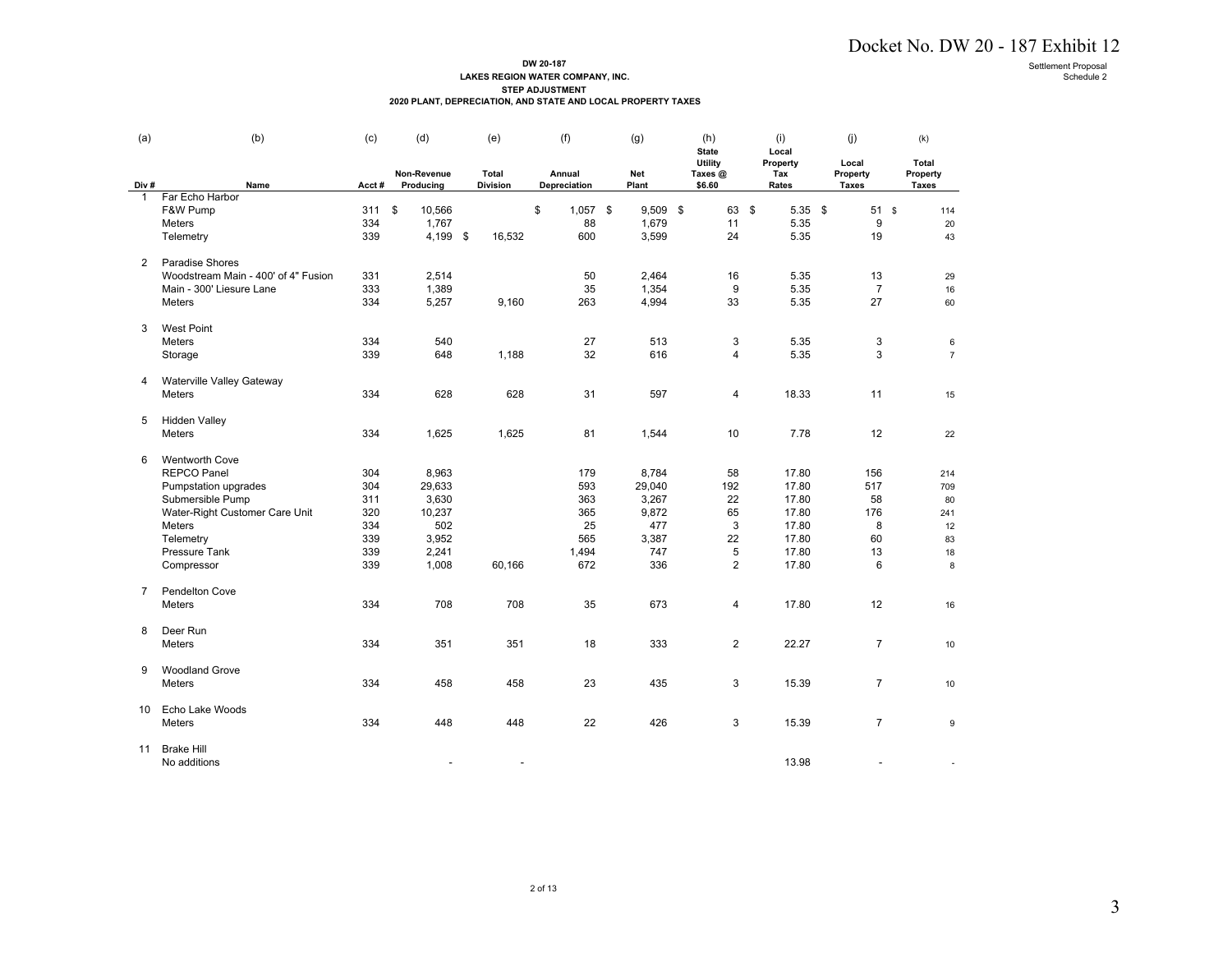Docket No. DW 20 - 187 Exhibit 12

Settlement Proposal
Schedule 2

**DW 20-187**
**LAKES REGION WATER COMPANY, INC.**
**STEP ADJUSTMENT**
**2020 PLANT, DEPRECIATION, AND STATE AND LOCAL PROPERTY TAXES**

| (a) | (b) | (c) | (d) | (e) | (f) | (g) | (h) | (i) | (j) | (k) |
|---|---|---|---|---|---|---|---|---|---|---|
| Div # | Name | Acct # | Non-Revenue Producing | Total Division | Annual Depreciation | Net Plant | State Utility Taxes @ $6.60 | Local Property Tax Rates | Local Property Taxes | Total Property Taxes |
| 1 | Far Echo Harbor | | | | | | | | | |
| | F&W Pump | 311 | $ 10,566 | | $ 1,057 | $ 9,509 | $ 63 | $ 5.35 | $ 51 | $ 114 |
| | Meters | 334 | 1,767 | | 88 | 1,679 | 11 | 5.35 | 9 | 20 |
| | Telemetry | 339 | 4,199 | $ 16,532 | 600 | 3,599 | 24 | 5.35 | 19 | 43 |
| 2 | Paradise Shores | | | | | | | | | |
| | Woodstream Main - 400' of 4" Fusion | 331 | 2,514 | | 50 | 2,464 | 16 | 5.35 | 13 | 29 |
| | Main - 300' Liesure Lane | 333 | 1,389 | | 35 | 1,354 | 9 | 5.35 | 7 | 16 |
| | Meters | 334 | 5,257 | 9,160 | 263 | 4,994 | 33 | 5.35 | 27 | 60 |
| 3 | West Point | | | | | | | | | |
| | Meters | 334 | 540 | | 27 | 513 | 3 | 5.35 | 3 | 6 |
| | Storage | 339 | 648 | 1,188 | 32 | 616 | 4 | 5.35 | 3 | 7 |
| 4 | Waterville Valley Gateway | | | | | | | | | |
| | Meters | 334 | 628 | 628 | 31 | 597 | 4 | 18.33 | 11 | 15 |
| 5 | Hidden Valley | | | | | | | | | |
| | Meters | 334 | 1,625 | 1,625 | 81 | 1,544 | 10 | 7.78 | 12 | 22 |
| 6 | Wentworth Cove | | | | | | | | | |
| | REPCO Panel | 304 | 8,963 | | 179 | 8,784 | 58 | 17.80 | 156 | 214 |
| | Pumpstation upgrades | 304 | 29,633 | | 593 | 29,040 | 192 | 17.80 | 517 | 709 |
| | Submersible Pump | 311 | 3,630 | | 363 | 3,267 | 22 | 17.80 | 58 | 80 |
| | Water-Right Customer Care Unit | 320 | 10,237 | | 365 | 9,872 | 65 | 17.80 | 176 | 241 |
| | Meters | 334 | 502 | | 25 | 477 | 3 | 17.80 | 8 | 12 |
| | Telemetry | 339 | 3,952 | | 565 | 3,387 | 22 | 17.80 | 60 | 83 |
| | Pressure Tank | 339 | 2,241 | | 1,494 | 747 | 5 | 17.80 | 13 | 18 |
| | Compressor | 339 | 1,008 | 60,166 | 672 | 336 | 2 | 17.80 | 6 | 8 |
| 7 | Pendelton Cove | | | | | | | | | |
| | Meters | 334 | 708 | 708 | 35 | 673 | 4 | 17.80 | 12 | 16 |
| 8 | Deer Run | | | | | | | | | |
| | Meters | 334 | 351 | 351 | 18 | 333 | 2 | 22.27 | 7 | 10 |
| 9 | Woodland Grove | | | | | | | | | |
| | Meters | 334 | 458 | 458 | 23 | 435 | 3 | 15.39 | 7 | 10 |
| 10 | Echo Lake Woods | | | | | | | | | |
| | Meters | 334 | 448 | 448 | 22 | 426 | 3 | 15.39 | 7 | 9 |
| 11 | Brake Hill | | | | | | | | | |
| | No additions | | - | - | | | | 13.98 | - | - |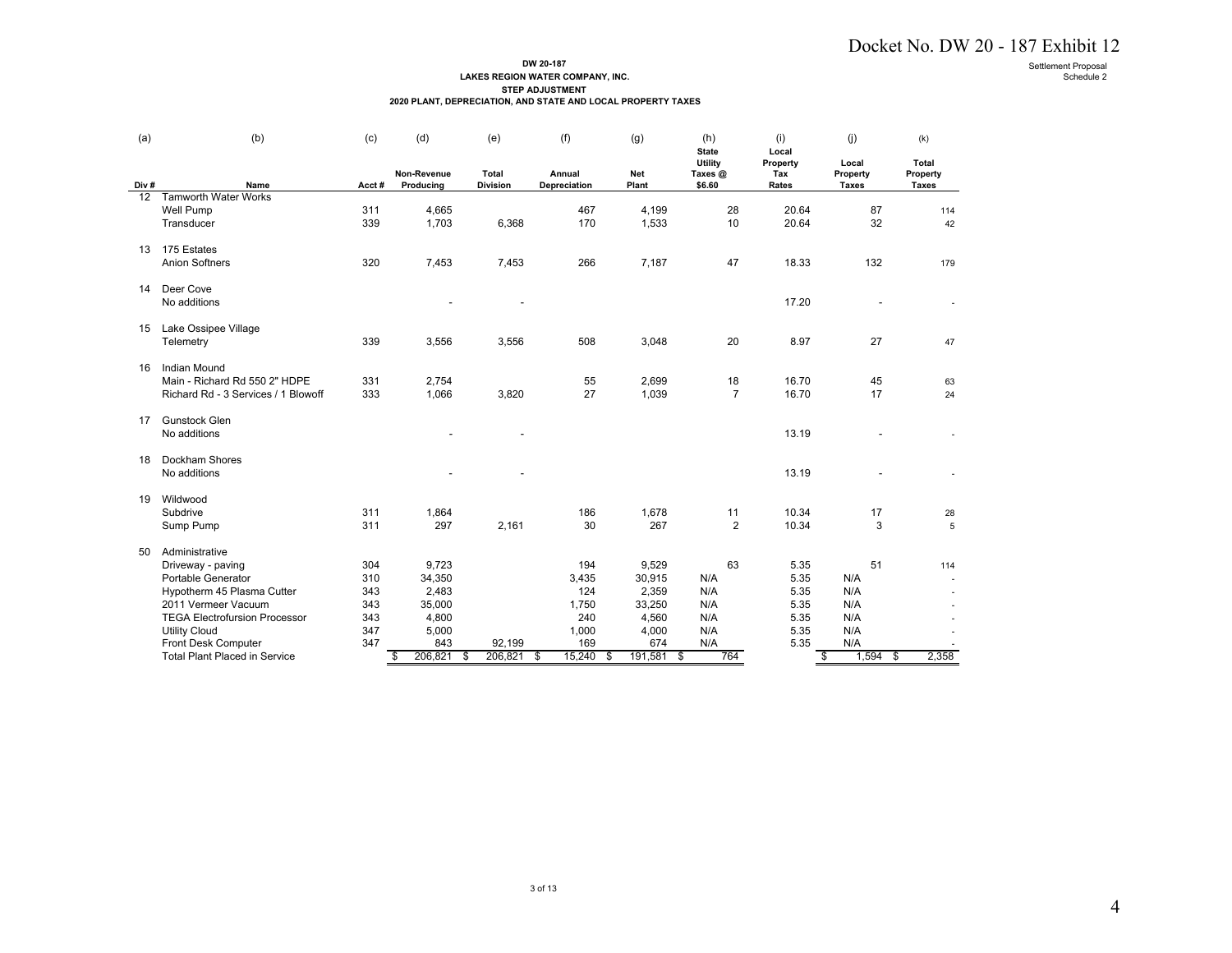Docket No. DW 20 - 187 Exhibit 12

Settlement Proposal
Schedule 2

**DW 20-187**
**LAKES REGION WATER COMPANY, INC.**
**STEP ADJUSTMENT**
**2020 PLANT, DEPRECIATION, AND STATE AND LOCAL PROPERTY TAXES**

| (a) | (b) | (c) | (d) | (e) | (f) | (g) | (h) | (i) | (j) | (k) |
|---|---|---|---|---|---|---|---|---|---|---|
| Div # | Name | Acct # | Non-Revenue Producing | Total Division | Annual Depreciation | Net Plant | State Utility Taxes @ $6.60 | Local Property Tax Rates | Local Property Taxes | Total Property Taxes |
| 12 | Tamworth Water Works | | | | | | | | | |
| | Well Pump | 311 | 4,665 | | 467 | 4,199 | 28 | 20.64 | 87 | 114 |
| | Transducer | 339 | 1,703 | 6,368 | 170 | 1,533 | 10 | 20.64 | 32 | 42 |
| 13 | 175 Estates | | | | | | | | | |
| | Anion Softners | 320 | 7,453 | 7,453 | 266 | 7,187 | 47 | 18.33 | 132 | 179 |
| 14 | Deer Cove | | | | | | | | | |
| | No additions | | - | - | | | | 17.20 | - | - |
| 15 | Lake Ossipee Village | | | | | | | | | |
| | Telemetry | 339 | 3,556 | 3,556 | 508 | 3,048 | 20 | 8.97 | 27 | 47 |
| 16 | Indian Mound | | | | | | | | | |
| | Main - Richard Rd 550 2" HDPE | 331 | 2,754 | | 55 | 2,699 | 18 | 16.70 | 45 | 63 |
| | Richard Rd - 3 Services / 1 Blowoff | 333 | 1,066 | 3,820 | 27 | 1,039 | 7 | 16.70 | 17 | 24 |
| 17 | Gunstock Glen | | | | | | | | | |
| | No additions | | - | - | | | | 13.19 | - | - |
| 18 | Dockham Shores | | | | | | | | | |
| | No additions | | - | - | | | | 13.19 | - | - |
| 19 | Wildwood | | | | | | | | | |
| | Subdrive | 311 | 1,864 | | 186 | 1,678 | 11 | 10.34 | 17 | 28 |
| | Sump Pump | 311 | 297 | 2,161 | 30 | 267 | 2 | 10.34 | 3 | 5 |
| 50 | Administrative | | | | | | | | | |
| | Driveway - paving | 304 | 9,723 | | 194 | 9,529 | 63 | 5.35 | 51 | 114 |
| | Portable Generator | 310 | 34,350 | | 3,435 | 30,915 | N/A | 5.35 | N/A | - |
| | Hypotherm 45 Plasma Cutter | 343 | 2,483 | | 124 | 2,359 | N/A | 5.35 | N/A | - |
| | 2011 Vermeer Vacuum | 343 | 35,000 | | 1,750 | 33,250 | N/A | 5.35 | N/A | - |
| | TEGA Electrofursion Processor | 343 | 4,800 | | 240 | 4,560 | N/A | 5.35 | N/A | - |
| | Utility Cloud | 347 | 5,000 | | 1,000 | 4,000 | N/A | 5.35 | N/A | - |
| | Front Desk Computer | 347 | 843 | 92,199 | 169 | 674 | N/A | 5.35 | N/A | - |
| | Total Plant Placed in Service | | $ 206,821 | $ 206,821 | $ 15,240 | $ 191,581 | $ 764 | | $ 1,594 | $ 2,358 |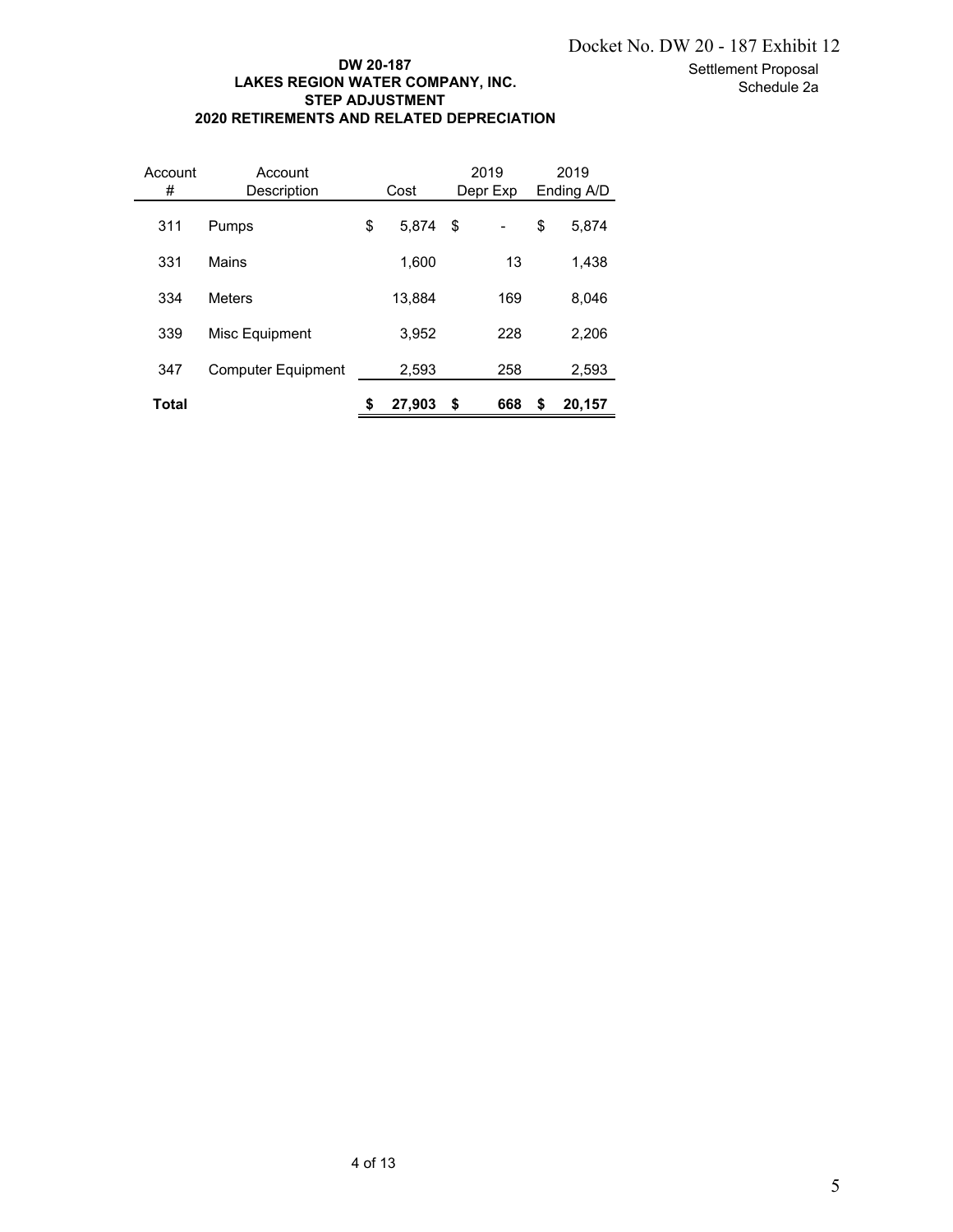Docket No. DW 20 - 187 Exhibit 12

Settlement Proposal
Schedule 2a

**DW 20-187**
**LAKES REGION WATER COMPANY, INC.**
**STEP ADJUSTMENT**
**2020 RETIREMENTS AND RELATED DEPRECIATION**

| Account # | Account Description | Cost | 2019 Depr Exp | 2019 Ending A/D |
|---|---|---|---|---|
| 311 | Pumps | $ 5,874 | $ - | $ 5,874 |
| 331 | Mains | 1,600 | 13 | 1,438 |
| 334 | Meters | 13,884 | 169 | 8,046 |
| 339 | Misc Equipment | 3,952 | 228 | 2,206 |
| 347 | Computer Equipment | 2,593 | 258 | 2,593 |
| **Total** | | **$ 27,903** | **$ 668** | **$ 20,157** |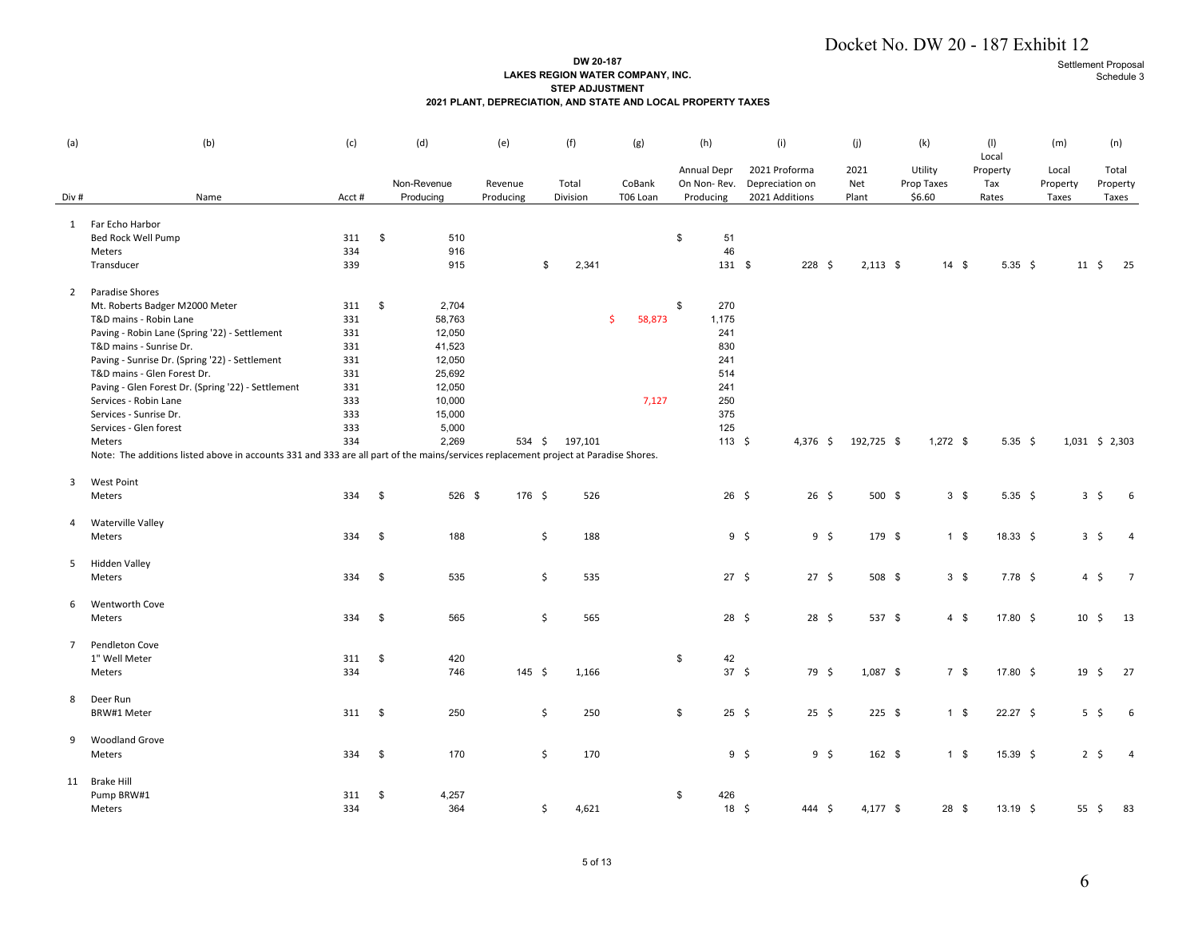Docket No. DW 20 - 187 Exhibit 12

Settlement Proposal
Schedule 3

**DW 20-187**
**LAKES REGION WATER COMPANY, INC.**
**STEP ADJUSTMENT**
**2021 PLANT, DEPRECIATION, AND STATE AND LOCAL PROPERTY TAXES**

| (a) | (b) | (c) | (d) | (e) | (f) | (g) | (h) | (i) | (j) | (k) | (l) | (m) | (n) |
|---|---|---|---|---|---|---|---|---|---|---|---|---|---|
| Div # | Name | Acct # | Non-Revenue Producing | Revenue Producing | Total Division | CoBank T06 Loan | Annual Depr On Non- Rev. Producing | 2021 Proforma Depreciation on 2021 Additions | 2021 Net Plant | Utility Prop Taxes $6.60 | Local Property Tax Rates | Local Property Taxes | Total Property Taxes |
| 1 | Far Echo Harbor | | | | | | | | | | | | |
| | Bed Rock Well Pump | 311 | $ 510 | | | | $ 51 | | | | | | |
| | Meters | 334 | 916 | | | | 46 | | | | | | |
| | Transducer | 339 | 915 | | $ 2,341 | | 131 | $ 228 | $ 2,113 | $ 14 | $ 5.35 | $ 11 | $ 25 |
| 2 | Paradise Shores | | | | | | | | | | | | |
| | Mt. Roberts Badger M2000 Meter | 311 | $ 2,704 | | | | $ 270 | | | | | | |
| | T&D mains - Robin Lane | 331 | 58,763 | | | $ 58,873 | 1,175 | | | | | | |
| | Paving - Robin Lane (Spring '22) - Settlement | 331 | 12,050 | | | | 241 | | | | | | |
| | T&D mains - Sunrise Dr. | 331 | 41,523 | | | | 830 | | | | | | |
| | Paving - Sunrise Dr. (Spring '22) - Settlement | 331 | 12,050 | | | | 241 | | | | | | |
| | T&D mains - Glen Forest Dr. | 331 | 25,692 | | | | 514 | | | | | | |
| | Paving - Glen Forest Dr. (Spring '22) - Settlement | 331 | 12,050 | | | | 241 | | | | | | |
| | Services - Robin Lane | 333 | 10,000 | | | 7,127 | 250 | | | | | | |
| | Services - Sunrise Dr. | 333 | 15,000 | | | | 375 | | | | | | |
| | Services - Glen forest | 333 | 5,000 | | | | 125 | | | | | | |
| | Meters | 334 | 2,269 | 534 | $ 197,101 | | 113 | $ 4,376 | $ 192,725 | $ 1,272 | $ 5.35 | $ 1,031 | $ 2,303 |
| | Note: The additions listed above in accounts 331 and 333 are all part of the mains/services replacement project at Paradise Shores. | | | | | | | | | | | | |
| 3 | West Point | | | | | | | | | | | | |
| | Meters | 334 | $ 526 | $ 176 | $ 526 | | 26 | $ 26 | $ 500 | $ 3 | $ 5.35 | $ 3 | $ 6 |
| 4 | Waterville Valley | | | | | | | | | | | | |
| | Meters | 334 | $ 188 | | $ 188 | | 9 | $ 9 | $ 179 | $ 1 | $ 18.33 | $ 3 | $ 4 |
| 5 | Hidden Valley | | | | | | | | | | | | |
| | Meters | 334 | $ 535 | | $ 535 | | 27 | $ 27 | $ 508 | $ 3 | $ 7.78 | $ 4 | $ 7 |
| 6 | Wentworth Cove | | | | | | | | | | | | |
| | Meters | 334 | $ 565 | | $ 565 | | 28 | $ 28 | $ 537 | $ 4 | $ 17.80 | $ 10 | $ 13 |
| 7 | Pendleton Cove | | | | | | | | | | | | |
| | 1" Well Meter | 311 | $ 420 | | | | $ 42 | | | | | | |
| | Meters | 334 | 746 | 145 | $ 1,166 | | 37 | $ 79 | $ 1,087 | $ 7 | $ 17.80 | $ 19 | $ 27 |
| 8 | Deer Run | | | | | | | | | | | | |
| | BRW#1 Meter | 311 | $ 250 | | $ 250 | | $ 25 | $ 25 | $ 225 | $ 1 | $ 22.27 | $ 5 | $ 6 |
| 9 | Woodland Grove | | | | | | | | | | | | |
| | Meters | 334 | $ 170 | | $ 170 | | 9 | $ 9 | $ 162 | $ 1 | $ 15.39 | $ 2 | $ 4 |
| 11 | Brake Hill | | | | | | | | | | | | |
| | Pump BRW#1 | 311 | $ 4,257 | | | | $ 426 | | | | | | |
| | Meters | 334 | 364 | | $ 4,621 | | 18 | $ 444 | $ 4,177 | $ 28 | $ 13.19 | $ 55 | $ 83 |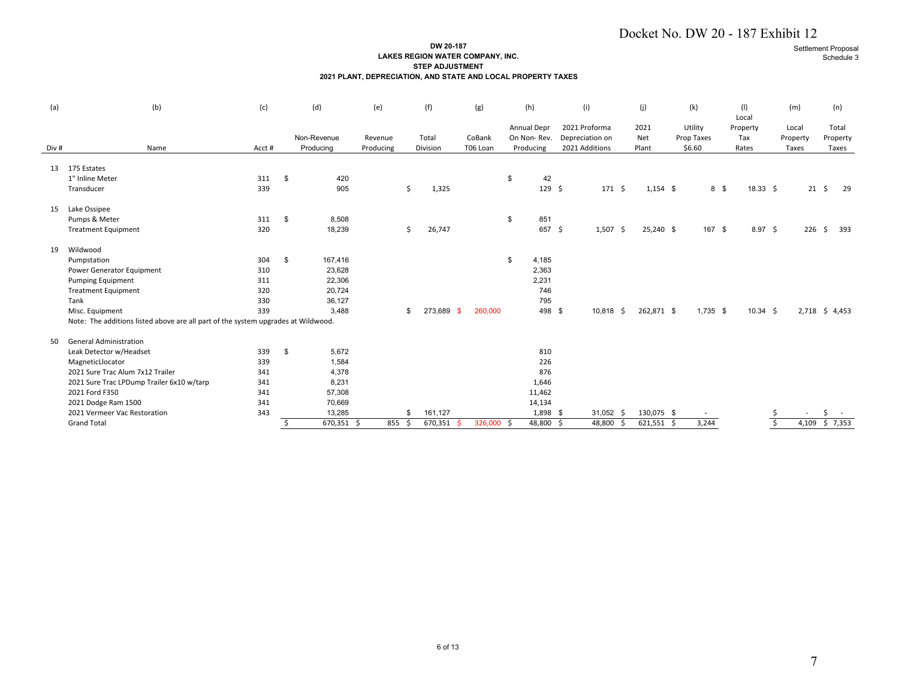Docket No. DW 20 - 187 Exhibit 12

Settlement Proposal
Schedule 3

**DW 20-187**
**LAKES REGION WATER COMPANY, INC.**
**STEP ADJUSTMENT**
**2021 PLANT, DEPRECIATION, AND STATE AND LOCAL PROPERTY TAXES**

| (a) | (b) | (c) | (d) | (e) | (f) | (g) | (h) | (i) | (j) | (k) | (l) | (m) | (n) |
|---|---|---|---|---|---|---|---|---|---|---|---|---|---|
| Div # | Name | Acct # | Non-Revenue Producing | Revenue Producing | Total Division | CoBank T06 Loan | Annual Depr On Non- Rev. Producing | 2021 Proforma Depreciation on 2021 Additions | 2021 Net Plant | Utility Prop Taxes $6.60 | Local Property Tax Rates | Local Property Taxes | Total Property Taxes |
| 13 | 175 Estates | | | | | | | | | | | | |
| | 1" Inline Meter | 311 | $ 420 | | | | $ 42 | | | | | | |
| | Transducer | 339 | 905 | | $ 1,325 | | 129 | $ 171 | $ 1,154 | $ 8 | $ 18.33 | $ 21 | $ 29 |
| 15 | Lake Ossipee | | | | | | | | | | | | |
| | Pumps & Meter | 311 | $ 8,508 | | | | $ 851 | | | | | | |
| | Treatment Equipment | 320 | 18,239 | | $ 26,747 | | 657 | $ 1,507 | $ 25,240 | $ 167 | $ 8.97 | $ 226 | $ 393 |
| 19 | Wildwood | | | | | | | | | | | | |
| | Pumpstation | 304 | $ 167,416 | | | | $ 4,185 | | | | | | |
| | Power Generator Equipment | 310 | 23,628 | | | | 2,363 | | | | | | |
| | Pumping Equipment | 311 | 22,306 | | | | 2,231 | | | | | | |
| | Treatment Equipment | 320 | 20,724 | | | | 746 | | | | | | |
| | Tank | 330 | 36,127 | | | | 795 | | | | | | |
| | Misc. Equipment | 339 | 3,488 | | $ 273,689 | $ 260,000 | 498 | $ 10,818 | $ 262,871 | $ 1,735 | $ 10.34 | $ 2,718 | $ 4,453 |
| | Note: The additions listed above are all part of the system upgrades at Wildwood. | | | | | | | | | | | | |
| 50 | General Administration | | | | | | | | | | | | |
| | Leak Detector w/Headset | 339 | $ 5,672 | | | | 810 | | | | | | |
| | MagneticLlocator | 339 | 1,584 | | | | 226 | | | | | | |
| | 2021 Sure Trac Alum 7x12 Trailer | 341 | 4,378 | | | | 876 | | | | | | |
| | 2021 Sure Trac LPDump Trailer 6x10 w/tarp | 341 | 8,231 | | | | 1,646 | | | | | | |
| | 2021 Ford F350 | 341 | 57,308 | | | | 11,462 | | | | | | |
| | 2021 Dodge Ram 1500 | 341 | 70,669 | | | | 14,134 | | | | | | |
| | 2021 Vermeer Vac Restoration | 343 | 13,285 | | $ 161,127 | | 1,898 | $ 31,052 | $ 130,075 | $ - | | $ - | $ - |
| | Grand Total | | $ 670,351 | $ 855 | $ 670,351 | $ 326,000 | $ 48,800 | $ 48,800 | $ 621,551 | $ 3,244 | | $ 4,109 | $ 7,353 |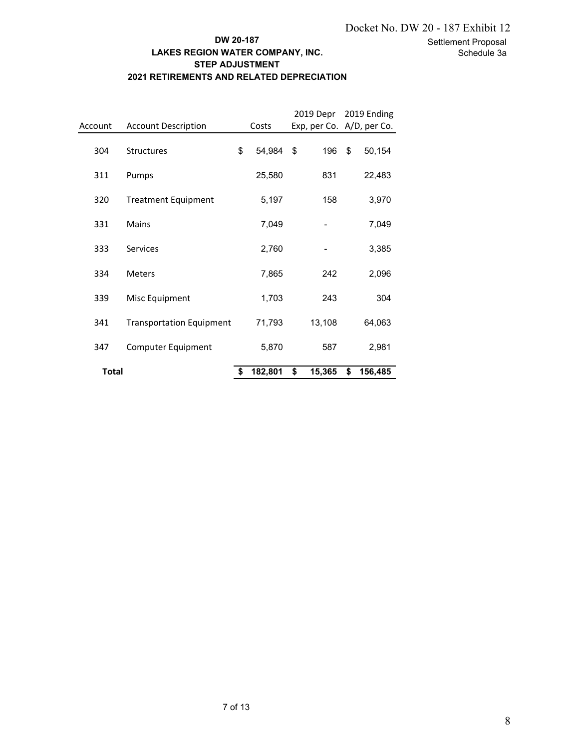Docket No. DW 20 - 187 Exhibit 12

Settlement Proposal
Schedule 3a

**DW 20-187**
**LAKES REGION WATER COMPANY, INC.**
**STEP ADJUSTMENT**
**2021 RETIREMENTS AND RELATED DEPRECIATION**

| Account | Account Description | Costs | 2019 Depr Exp, per Co. | 2019 Ending A/D, per Co. |
|---|---|---|---|---|
| 304 | Structures | $ 54,984 | $ 196 | $ 50,154 |
| 311 | Pumps | 25,580 | 831 | 22,483 |
| 320 | Treatment Equipment | 5,197 | 158 | 3,970 |
| 331 | Mains | 7,049 | - | 7,049 |
| 333 | Services | 2,760 | - | 3,385 |
| 334 | Meters | 7,865 | 242 | 2,096 |
| 339 | Misc Equipment | 1,703 | 243 | 304 |
| 341 | Transportation Equipment | 71,793 | 13,108 | 64,063 |
| 347 | Computer Equipment | 5,870 | 587 | 2,981 |
| **Total** | | **$ 182,801** | **$ 15,365** | **$ 156,485** |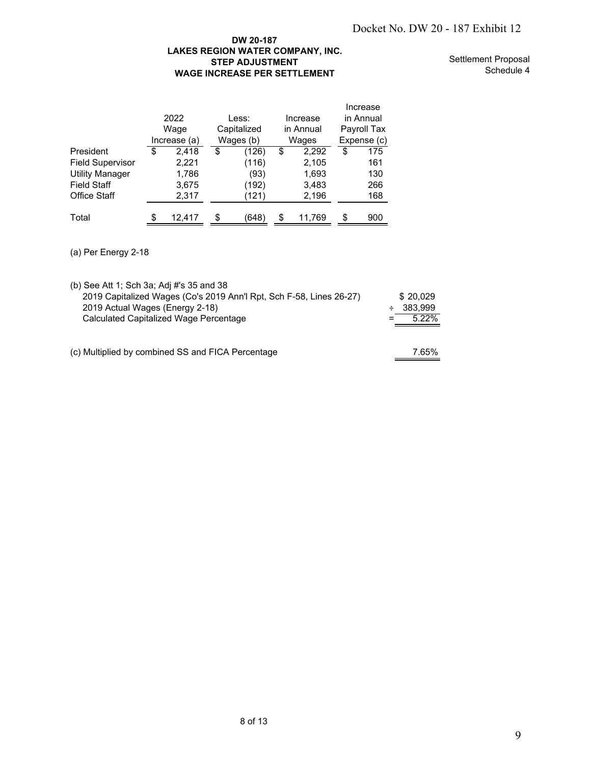Docket No. DW 20 - 187 Exhibit 12

**DW 20-187**
**LAKES REGION WATER COMPANY, INC.**
**STEP ADJUSTMENT**
**WAGE INCREASE PER SETTLEMENT**

Settlement Proposal
Schedule 4

| | 2022 Wage Increase (a) | Less: Capitalized Wages (b) | Increase in Annual Wages | Increase in Annual Payroll Tax Expense (c) |
|---|---|---|---|---|
| President | $ 2,418 | $ (126) | $ 2,292 | $ 175 |
| Field Supervisor | 2,221 | (116) | 2,105 | 161 |
| Utility Manager | 1,786 | (93) | 1,693 | 130 |
| Field Staff | 3,675 | (192) | 3,483 | 266 |
| Office Staff | 2,317 | (121) | 2,196 | 168 |
| Total | $ 12,417 | $ (648) | $ 11,769 | $ 900 |

(a) Per Energy 2-18

(b) See Att 1; Sch 3a; Adj #'s 35 and 38

| | | |
|---|---|---|
| 2019 Capitalized Wages (Co's 2019 Ann'l Rpt, Sch F-58, Lines 26-27) | | $ 20,029 |
| 2019 Actual Wages (Energy 2-18) | ÷ | 383,999 |
| Calculated Capitalized Wage Percentage | = | 5.22% |

(c) Multiplied by combined SS and FICA Percentage 7.65%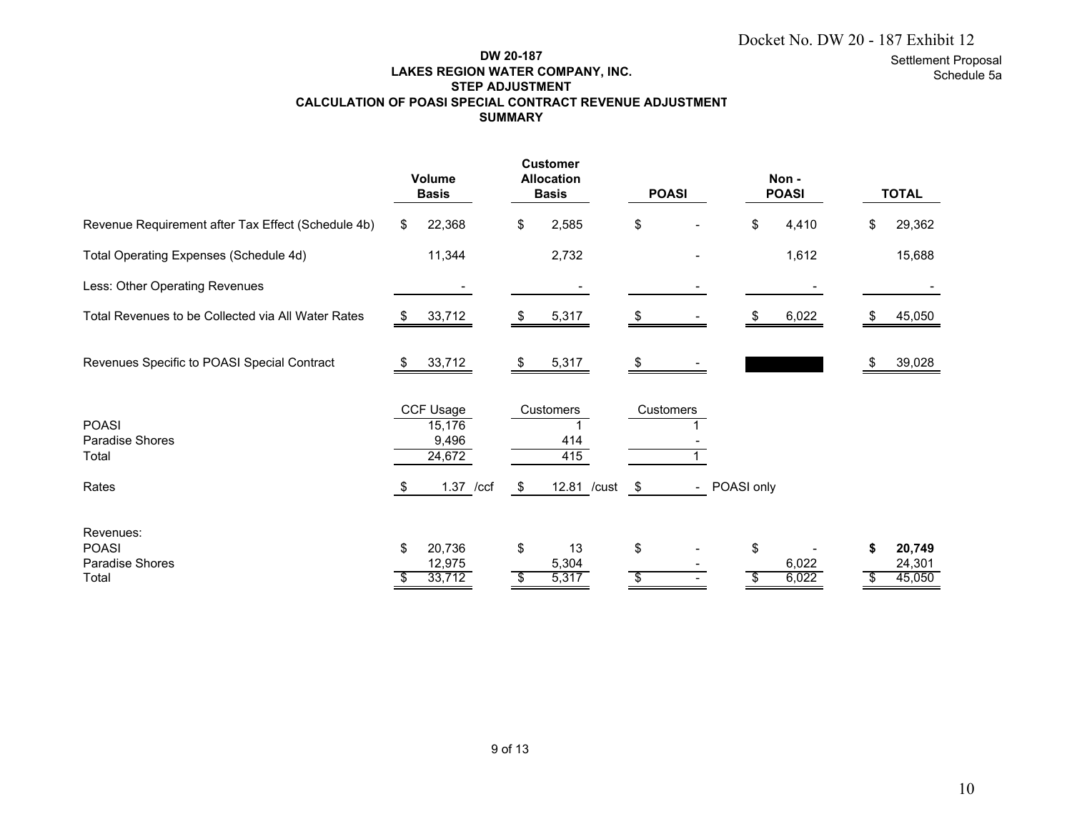Docket No. DW 20 - 187 Exhibit 12

Settlement Proposal
Schedule 5a

**DW 20-187**
**LAKES REGION WATER COMPANY, INC.**
**STEP ADJUSTMENT**
**CALCULATION OF POASI SPECIAL CONTRACT REVENUE ADJUSTMENT**
**SUMMARY**

| | Volume Basis | | Customer Allocation Basis | | POASI | | Non - POASI | TOTAL |
|---|---|---|---|---|---|---|---|---|
| Revenue Requirement after Tax Effect (Schedule 4b) | $ 22,368 | | $ 2,585 | | $ - | | $ 4,410 | $ 29,362 |
| Total Operating Expenses (Schedule 4d) | 11,344 | | 2,732 | | - | | 1,612 | 15,688 |
| Less: Other Operating Revenues | - | | - | | - | | - | - |
| Total Revenues to be Collected via All Water Rates | $ 33,712 | | $ 5,317 | | $ - | | $ 6,022 | $ 45,050 |
| Revenues Specific to POASI Special Contract | $ 33,712 | | $ 5,317 | | $ - | | | $ 39,028 |
| | CCF Usage | | Customers | | Customers | | | |
| POASI | 15,176 | | 1 | | 1 | | | |
| Paradise Shores | 9,496 | | 414 | | - | | | |
| Total | 24,672 | | 415 | | 1 | | | |
| Rates | $ 1.37 | /ccf | $ 12.81 | /cust | $ - | POASI only | | |
| Revenues: | | | | | | | | |
| POASI | $ 20,736 | | $ 13 | | $ - | | $ - | **$ 20,749** |
| Paradise Shores | 12,975 | | 5,304 | | - | | 6,022 | 24,301 |
| Total | $ 33,712 | | $ 5,317 | | $ - | | $ 6,022 | $ 45,050 |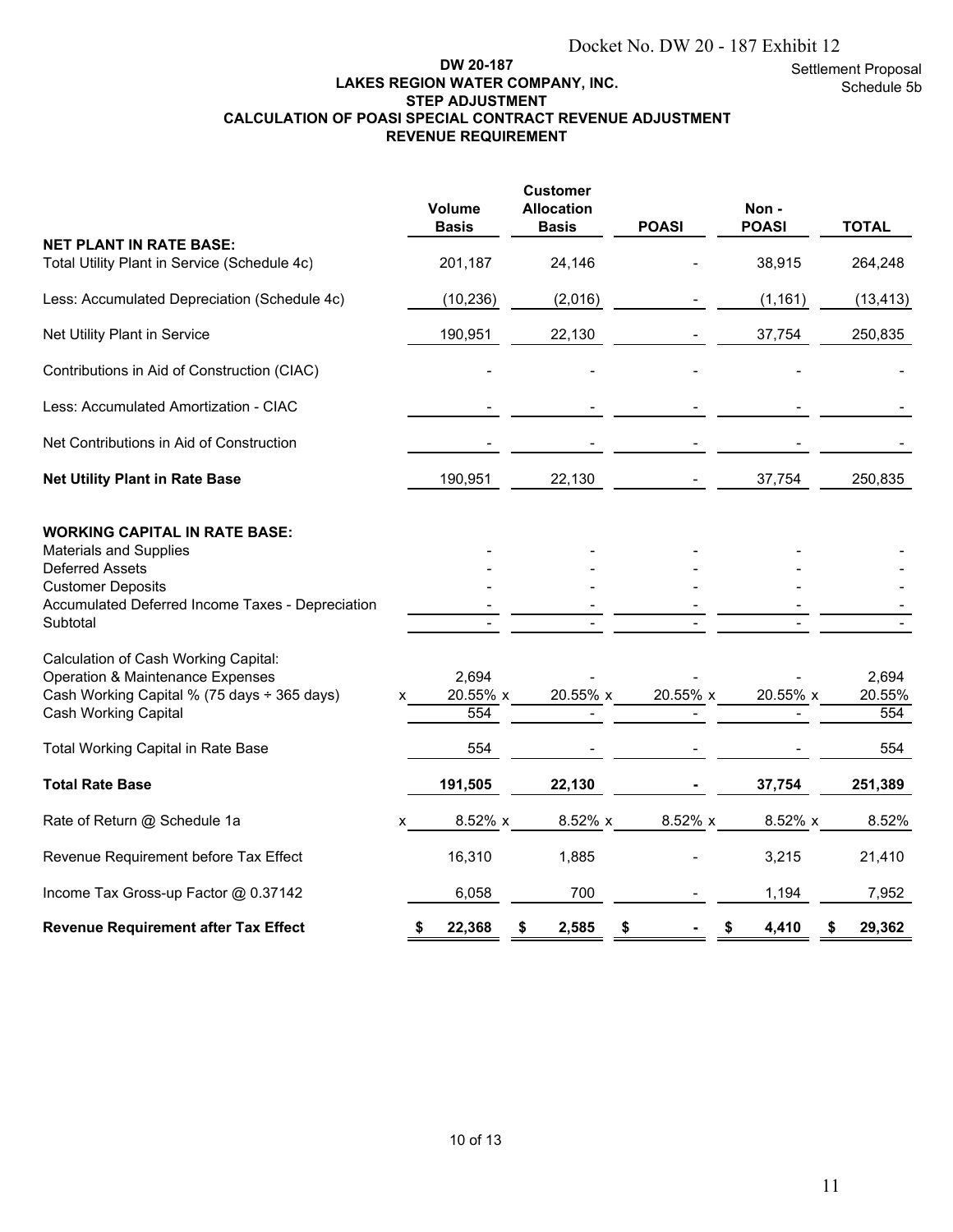Docket No. DW 20 - 187 Exhibit 12

Settlement Proposal
Schedule 5b

**DW 20-187**
**LAKES REGION WATER COMPANY, INC.**
**STEP ADJUSTMENT**
**CALCULATION OF POASI SPECIAL CONTRACT REVENUE ADJUSTMENT**
**REVENUE REQUIREMENT**

| | Volume Basis | Customer Allocation Basis | POASI | Non - POASI | TOTAL |
|---|---|---|---|---|---|
| **NET PLANT IN RATE BASE:** | | | | | |
| Total Utility Plant in Service (Schedule 4c) | 201,187 | 24,146 | - | 38,915 | 264,248 |
| Less: Accumulated Depreciation (Schedule 4c) | (10,236) | (2,016) | - | (1,161) | (13,413) |
| Net Utility Plant in Service | 190,951 | 22,130 | - | 37,754 | 250,835 |
| Contributions in Aid of Construction (CIAC) | - | - | - | - | - |
| Less: Accumulated Amortization - CIAC | - | - | - | - | - |
| Net Contributions in Aid of Construction | - | - | - | - | - |
| **Net Utility Plant in Rate Base** | 190,951 | 22,130 | - | 37,754 | 250,835 |
| **WORKING CAPITAL IN RATE BASE:** | | | | | |
| Materials and Supplies | - | - | - | - | - |
| Deferred Assets | - | - | - | - | - |
| Customer Deposits | - | - | - | - | - |
| Accumulated Deferred Income Taxes - Depreciation | - | - | - | - | - |
| Subtotal | - | - | - | - | - |
| Calculation of Cash Working Capital: | | | | | |
| Operation & Maintenance Expenses | 2,694 | - | - | - | 2,694 |
| Cash Working Capital % (75 days ÷ 365 days) | x 20.55% x | 20.55% x | 20.55% x | 20.55% x | 20.55% |
| Cash Working Capital | 554 | - | - | - | 554 |
| Total Working Capital in Rate Base | 554 | - | - | - | 554 |
| **Total Rate Base** | **191,505** | **22,130** | **-** | **37,754** | **251,389** |
| Rate of Return @ Schedule 1a | x 8.52% x | 8.52% x | 8.52% x | 8.52% x | 8.52% |
| Revenue Requirement before Tax Effect | 16,310 | 1,885 | - | 3,215 | 21,410 |
| Income Tax Gross-up Factor @ 0.37142 | 6,058 | 700 | - | 1,194 | 7,952 |
| **Revenue Requirement after Tax Effect** | **$ 22,368** | **$ 2,585** | **$ -** | **$ 4,410** | **$ 29,362** |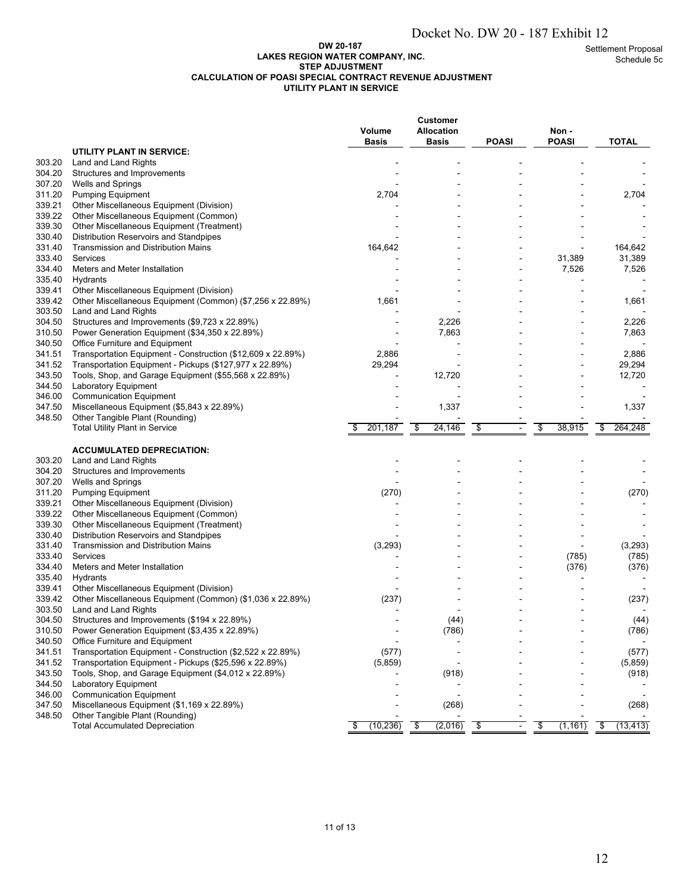Docket No. DW 20 - 187 Exhibit 12

Settlement Proposal
Schedule 5c

**DW 20-187**
**LAKES REGION WATER COMPANY, INC.**
**STEP ADJUSTMENT**
**CALCULATION OF POASI SPECIAL CONTRACT REVENUE ADJUSTMENT**
**UTILITY PLANT IN SERVICE**

| | | Volume Basis | Customer Allocation Basis | POASI | Non - POASI | TOTAL |
|---|---|---|---|---|---|---|
| | **UTILITY PLANT IN SERVICE:** | | | | | |
| 303.20 | Land and Land Rights | - | - | - | - | - |
| 304.20 | Structures and Improvements | - | - | - | - | - |
| 307.20 | Wells and Springs | - | - | - | - | - |
| 311.20 | Pumping Equipment | 2,704 | - | - | - | 2,704 |
| 339.21 | Other Miscellaneous Equipment (Division) | - | - | - | - | - |
| 339.22 | Other Miscellaneous Equipment (Common) | - | - | - | - | - |
| 339.30 | Other Miscellaneous Equipment (Treatment) | - | - | - | - | - |
| 330.40 | Distribution Reservoirs and Standpipes | - | - | - | - | - |
| 331.40 | Transmission and Distribution Mains | 164,642 | - | - | - | 164,642 |
| 333.40 | Services | - | - | - | 31,389 | 31,389 |
| 334.40 | Meters and Meter Installation | - | - | - | 7,526 | 7,526 |
| 335.40 | Hydrants | - | - | - | - | - |
| 339.41 | Other Miscellaneous Equipment (Division) | - | - | - | - | - |
| 339.42 | Other Miscellaneous Equipment (Common) ($7,256 x 22.89%) | 1,661 | - | - | - | 1,661 |
| 303.50 | Land and Land Rights | - | - | - | - | - |
| 304.50 | Structures and Improvements ($9,723 x 22.89%) | - | 2,226 | - | - | 2,226 |
| 310.50 | Power Generation Equipment ($34,350 x 22.89%) | - | 7,863 | - | - | 7,863 |
| 340.50 | Office Furniture and Equipment | - | - | - | - | - |
| 341.51 | Transportation Equipment - Construction ($12,609 x 22.89%) | 2,886 | - | - | - | 2,886 |
| 341.52 | Transportation Equipment - Pickups ($127,977 x 22.89%) | 29,294 | - | - | - | 29,294 |
| 343.50 | Tools, Shop, and Garage Equipment ($55,568 x 22.89%) | - | 12,720 | - | - | 12,720 |
| 344.50 | Laboratory Equipment | - | - | - | - | - |
| 346.00 | Communication Equipment | - | - | - | - | - |
| 347.50 | Miscellaneous Equipment ($5,843 x 22.89%) | - | 1,337 | - | - | 1,337 |
| 348.50 | Other Tangible Plant (Rounding) | - | - | - | - | - |
| | Total Utility Plant in Service | $ 201,187 | $ 24,146 | $ - | $ 38,915 | $ 264,248 |
| | **ACCUMULATED DEPRECIATION:** | | | | | |
| 303.20 | Land and Land Rights | - | - | - | - | - |
| 304.20 | Structures and Improvements | - | - | - | - | - |
| 307.20 | Wells and Springs | - | - | - | - | - |
| 311.20 | Pumping Equipment | (270) | - | - | - | (270) |
| 339.21 | Other Miscellaneous Equipment (Division) | - | - | - | - | - |
| 339.22 | Other Miscellaneous Equipment (Common) | - | - | - | - | - |
| 339.30 | Other Miscellaneous Equipment (Treatment) | - | - | - | - | - |
| 330.40 | Distribution Reservoirs and Standpipes | - | - | - | - | - |
| 331.40 | Transmission and Distribution Mains | (3,293) | - | - | - | (3,293) |
| 333.40 | Services | - | - | - | (785) | (785) |
| 334.40 | Meters and Meter Installation | - | - | - | (376) | (376) |
| 335.40 | Hydrants | - | - | - | - | - |
| 339.41 | Other Miscellaneous Equipment (Division) | - | - | - | - | - |
| 339.42 | Other Miscellaneous Equipment (Common) ($1,036 x 22.89%) | (237) | - | - | - | (237) |
| 303.50 | Land and Land Rights | - | - | - | - | - |
| 304.50 | Structures and Improvements ($194 x 22.89%) | - | (44) | - | - | (44) |
| 310.50 | Power Generation Equipment ($3,435 x 22.89%) | - | (786) | - | - | (786) |
| 340.50 | Office Furniture and Equipment | - | - | - | - | - |
| 341.51 | Transportation Equipment - Construction ($2,522 x 22.89%) | (577) | - | - | - | (577) |
| 341.52 | Transportation Equipment - Pickups ($25,596 x 22.89%) | (5,859) | - | - | - | (5,859) |
| 343.50 | Tools, Shop, and Garage Equipment ($4,012 x 22.89%) | - | (918) | - | - | (918) |
| 344.50 | Laboratory Equipment | - | - | - | - | - |
| 346.00 | Communication Equipment | - | - | - | - | - |
| 347.50 | Miscellaneous Equipment ($1,169 x 22.89%) | - | (268) | - | - | (268) |
| 348.50 | Other Tangible Plant (Rounding) | - | - | - | - | - |
| | Total Accumulated Depreciation | $ (10,236) | $ (2,016) | $ - | $ (1,161) | $ (13,413) |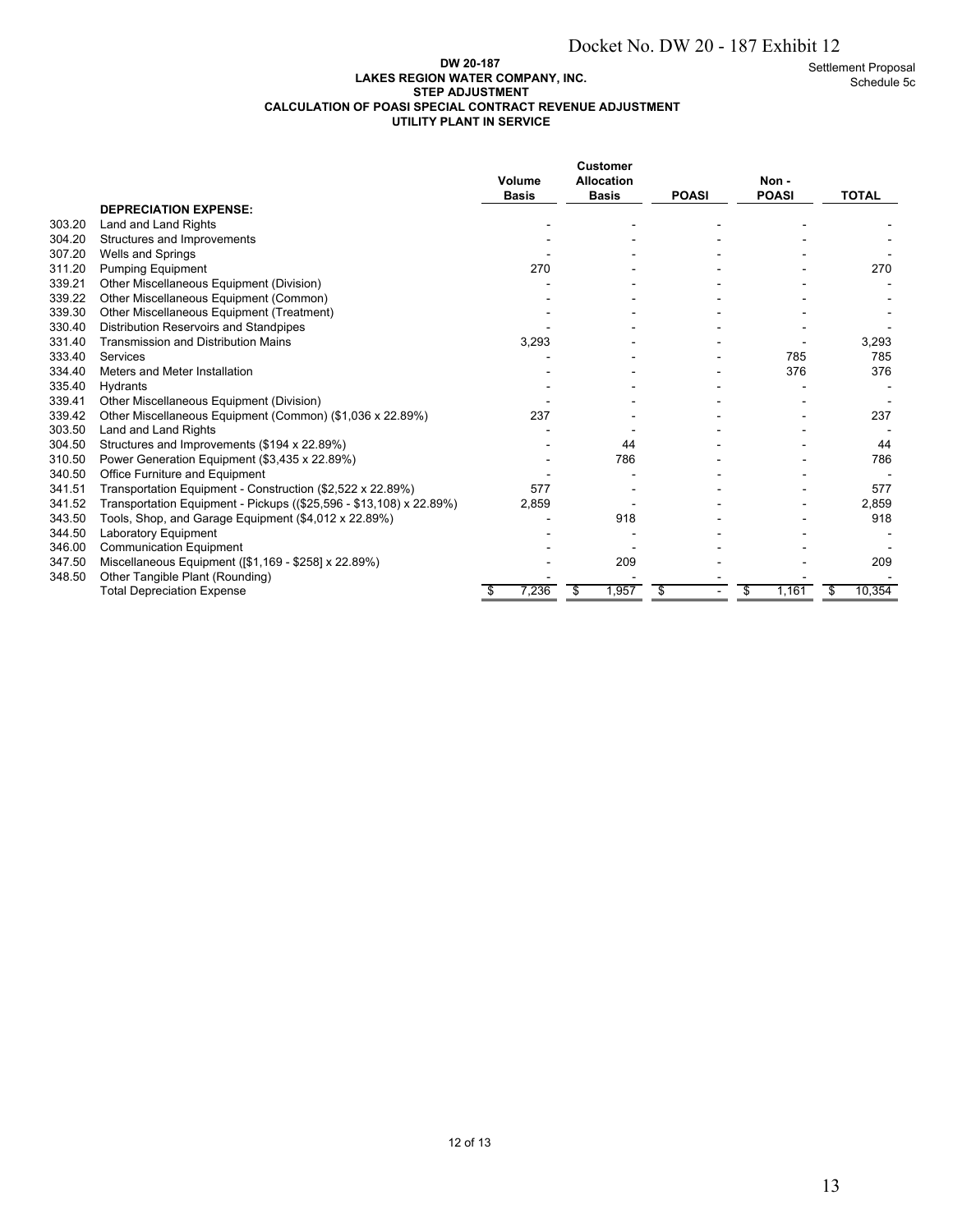Docket No. DW 20 - 187 Exhibit 12

Settlement Proposal
Schedule 5c

**DW 20-187**
**LAKES REGION WATER COMPANY, INC.**
**STEP ADJUSTMENT**
**CALCULATION OF POASI SPECIAL CONTRACT REVENUE ADJUSTMENT**
**UTILITY PLANT IN SERVICE**

| | | Volume Basis | Customer Allocation Basis | POASI | Non - POASI | TOTAL |
|---|---|---|---|---|---|---|
| | **DEPRECIATION EXPENSE:** | | | | | |
| 303.20 | Land and Land Rights | - | - | - | - | - |
| 304.20 | Structures and Improvements | - | - | - | - | - |
| 307.20 | Wells and Springs | - | - | - | - | - |
| 311.20 | Pumping Equipment | 270 | - | - | - | 270 |
| 339.21 | Other Miscellaneous Equipment (Division) | - | - | - | - | - |
| 339.22 | Other Miscellaneous Equipment (Common) | - | - | - | - | - |
| 339.30 | Other Miscellaneous Equipment (Treatment) | - | - | - | - | - |
| 330.40 | Distribution Reservoirs and Standpipes | - | - | - | - | - |
| 331.40 | Transmission and Distribution Mains | 3,293 | - | - | - | 3,293 |
| 333.40 | Services | - | - | - | 785 | 785 |
| 334.40 | Meters and Meter Installation | - | - | - | 376 | 376 |
| 335.40 | Hydrants | - | - | - | - | - |
| 339.41 | Other Miscellaneous Equipment (Division) | - | - | - | - | - |
| 339.42 | Other Miscellaneous Equipment (Common) ($1,036 x 22.89%) | 237 | - | - | - | 237 |
| 303.50 | Land and Land Rights | - | - | - | - | - |
| 304.50 | Structures and Improvements ($194 x 22.89%) | - | 44 | - | - | 44 |
| 310.50 | Power Generation Equipment ($3,435 x 22.89%) | - | 786 | - | - | 786 |
| 340.50 | Office Furniture and Equipment | - | - | - | - | - |
| 341.51 | Transportation Equipment - Construction ($2,522 x 22.89%) | 577 | - | - | - | 577 |
| 341.52 | Transportation Equipment - Pickups (($25,596 - $13,108) x 22.89%) | 2,859 | - | - | - | 2,859 |
| 343.50 | Tools, Shop, and Garage Equipment ($4,012 x 22.89%) | - | 918 | - | - | 918 |
| 344.50 | Laboratory Equipment | - | - | - | - | - |
| 346.00 | Communication Equipment | - | - | - | - | - |
| 347.50 | Miscellaneous Equipment ([$1,169 - $258] x 22.89%) | - | 209 | - | - | 209 |
| 348.50 | Other Tangible Plant (Rounding) | - | - | - | - | - |
| | Total Depreciation Expense | $ 7,236 | $ 1,957 | $ - | $ 1,161 | $ 10,354 |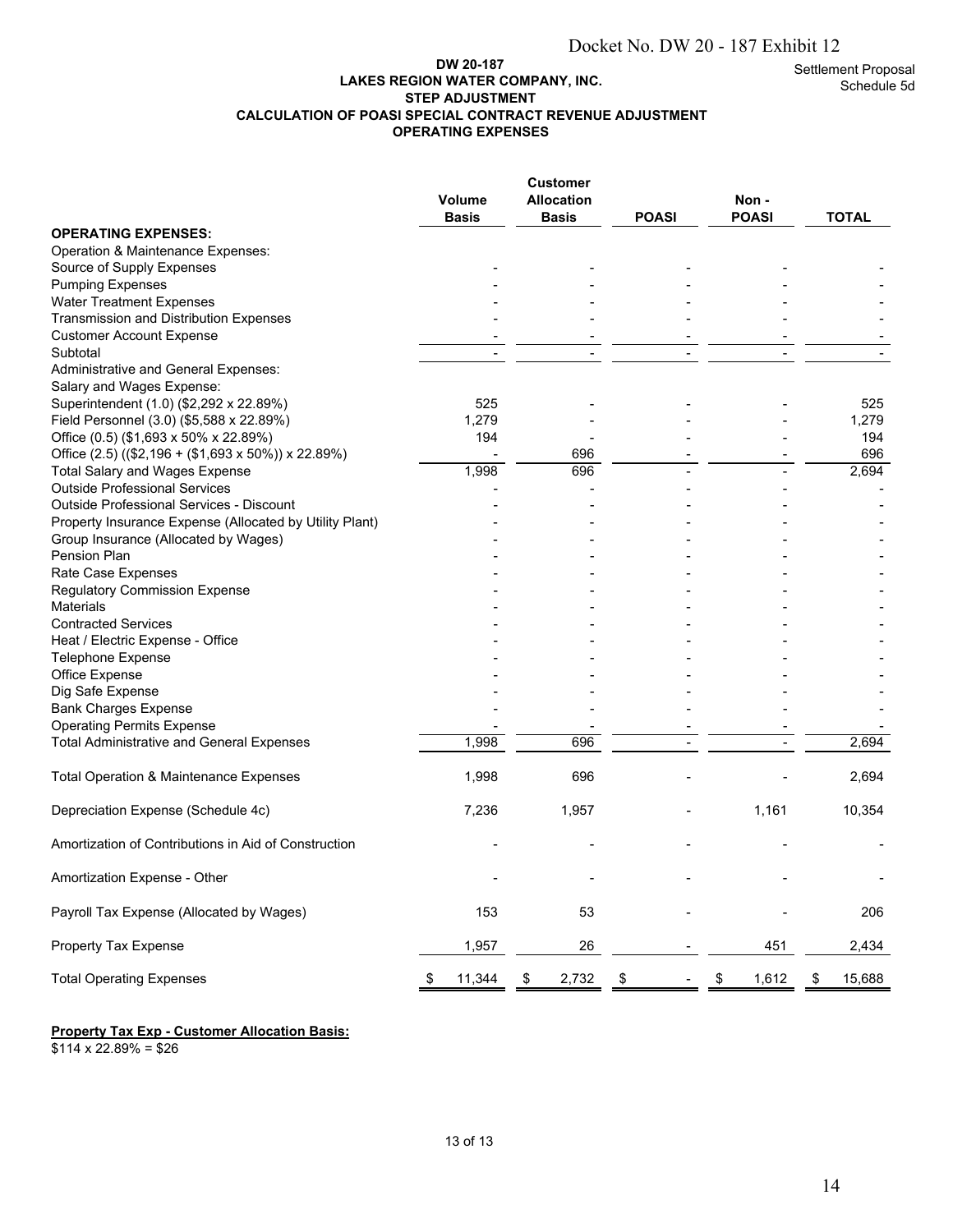Docket No. DW 20 - 187 Exhibit 12

Settlement Proposal
Schedule 5d

**DW 20-187**
**LAKES REGION WATER COMPANY, INC.**
**STEP ADJUSTMENT**
**CALCULATION OF POASI SPECIAL CONTRACT REVENUE ADJUSTMENT**
**OPERATING EXPENSES**

| | Volume Basis | Customer Allocation Basis | POASI | Non - POASI | TOTAL |
|---|---|---|---|---|---|
| **OPERATING EXPENSES:** | | | | | |
| Operation & Maintenance Expenses: | | | | | |
| Source of Supply Expenses | - | - | - | - | - |
| Pumping Expenses | - | - | - | - | - |
| Water Treatment Expenses | - | - | - | - | - |
| Transmission and Distribution Expenses | - | - | - | - | - |
| Customer Account Expense | - | - | - | - | - |
| Subtotal | - | - | - | - | - |
| Administrative and General Expenses: | | | | | |
| Salary and Wages Expense: | | | | | |
| Superintendent (1.0) ($2,292 x 22.89%) | 525 | - | - | - | 525 |
| Field Personnel (3.0) ($5,588 x 22.89%) | 1,279 | - | - | - | 1,279 |
| Office (0.5) ($1,693 x 50% x 22.89%) | 194 | - | - | - | 194 |
| Office (2.5) (($2,196 + ($1,693 x 50%)) x 22.89%) | - | 696 | - | - | 696 |
| Total Salary and Wages Expense | 1,998 | 696 | - | - | 2,694 |
| Outside Professional Services | - | - | - | - | - |
| Outside Professional Services - Discount | - | - | - | - | - |
| Property Insurance Expense (Allocated by Utility Plant) | - | - | - | - | - |
| Group Insurance (Allocated by Wages) | - | - | - | - | - |
| Pension Plan | - | - | - | - | - |
| Rate Case Expenses | - | - | - | - | - |
| Regulatory Commission Expense | - | - | - | - | - |
| Materials | - | - | - | - | - |
| Contracted Services | - | - | - | - | - |
| Heat / Electric Expense - Office | - | - | - | - | - |
| Telephone Expense | - | - | - | - | - |
| Office Expense | - | - | - | - | - |
| Dig Safe Expense | - | - | - | - | - |
| Bank Charges Expense | - | - | - | - | - |
| Operating Permits Expense | - | - | - | - | - |
| Total Administrative and General Expenses | 1,998 | 696 | - | - | 2,694 |
| Total Operation & Maintenance Expenses | 1,998 | 696 | - | - | 2,694 |
| Depreciation Expense (Schedule 4c) | 7,236 | 1,957 | - | 1,161 | 10,354 |
| Amortization of Contributions in Aid of Construction | - | - | - | - | - |
| Amortization Expense - Other | - | - | - | - | - |
| Payroll Tax Expense (Allocated by Wages) | 153 | 53 | - | - | 206 |
| Property Tax Expense | 1,957 | 26 | - | 451 | 2,434 |
| Total Operating Expenses | $ 11,344 | $ 2,732 | $ - | $ 1,612 | $ 15,688 |

**Property Tax Exp - Customer Allocation Basis:**
$114 x 22.89% = $26